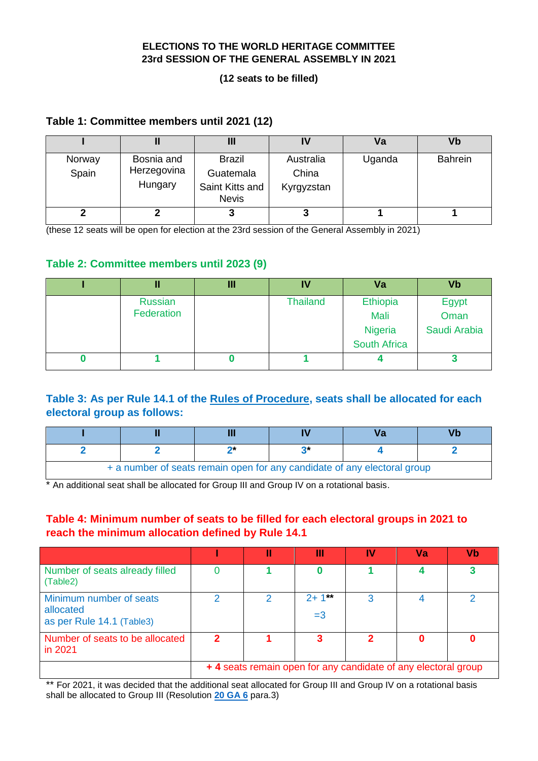**ELECTIONS TO THE WORLD HERITAGE COMMITTEE**
**23rd SESSION OF THE GENERAL ASSEMBLY IN 2021**

**(12 seats to be filled)**

### Table 1: Committee members until 2021 (12)

| I | II | III | IV | Va | Vb |
|---|---|---|---|---|---|
| Norway<br>Spain | Bosnia and Herzegovina<br>Hungary | Brazil<br>Guatemala<br>Saint Kitts and Nevis | Australia<br>China<br>Kyrgyzstan | Uganda | Bahrein |
| **2** | **2** | **3** | **3** | **1** | **1** |

(these 12 seats will be open for election at the 23rd session of the General Assembly in 2021)

### Table 2: Committee members until 2023 (9)

| I | II | III | IV | Va | Vb |
|---|---|---|---|---|---|
| | Russian Federation | | Thailand | Ethiopia<br>Mali<br>Nigeria<br>South Africa | Egypt<br>Oman<br>Saudi Arabia |
| **0** | **1** | **0** | **1** | **4** | **3** |

### Table 3: As per Rule 14.1 of the Rules of Procedure, seats shall be allocated for each electoral group as follows:

| I | II | III | IV | Va | Vb |
|---|---|---|---|---|---|
| **2** | **2** | **2*** | **3*** | **4** | **2** |
| + a number of seats remain open for any candidate of any electoral group | | | | | |

\* An additional seat shall be allocated for Group III and Group IV on a rotational basis.

### Table 4: Minimum number of seats to be filled for each electoral groups in 2021 to reach the minimum allocation defined by Rule 14.1

| | I | II | III | IV | Va | Vb |
|---|---|---|---|---|---|---|
| Number of seats already filled (Table2) | 0 | **1** | **0** | **1** | **4** | **3** |
| Minimum number of seats allocated as per Rule 14.1 (Table3) | 2 | 2 | 2+ 1**<br>=3 | 3 | 4 | 2 |
| Number of seats to be allocated in 2021 | **2** | **1** | **3** | **2** | **0** | **0** |
| | **+ 4** seats remain open for any candidate of any electoral group | | | | | |

** For 2021, it was decided that the additional seat allocated for Group III and Group IV on a rotational basis shall be allocated to Group III (Resolution **20 GA 6** para.3)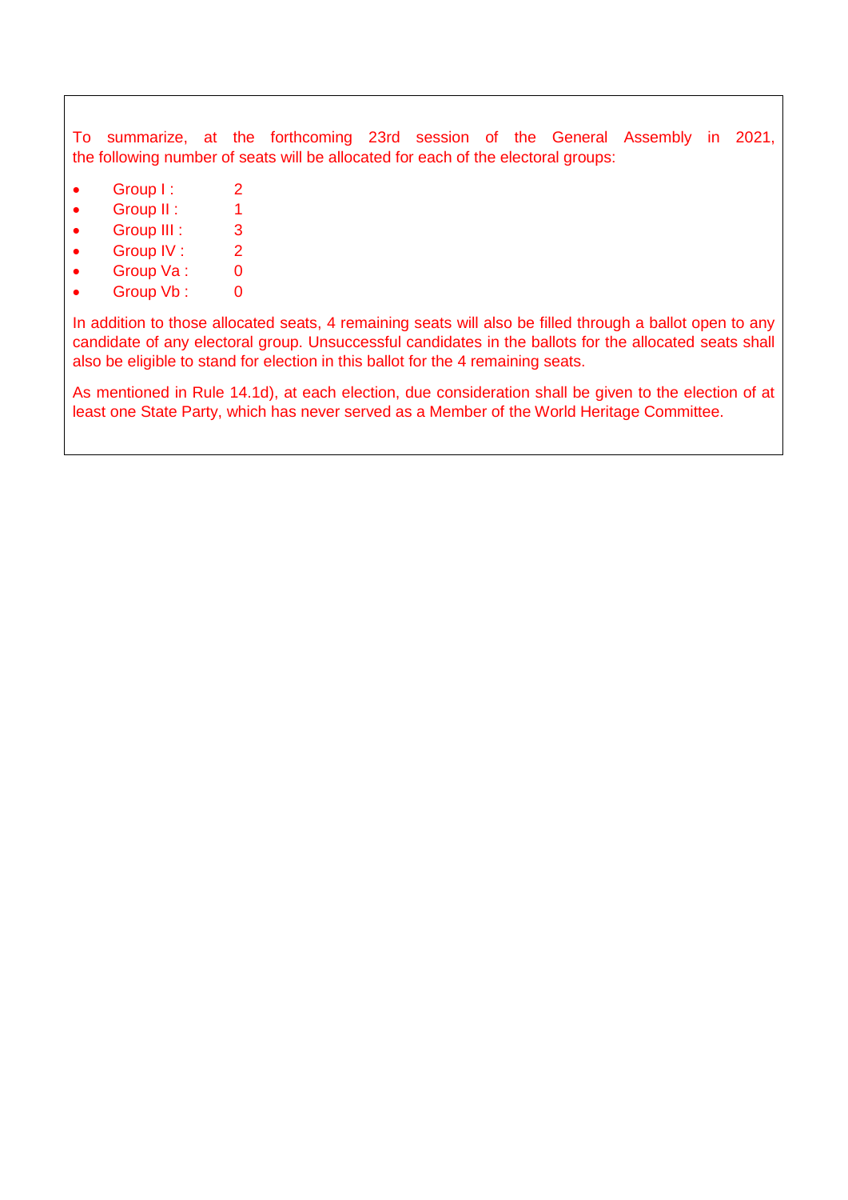To summarize, at the forthcoming 23rd session of the General Assembly in 2021, the following number of seats will be allocated for each of the electoral groups:

- Group I : 2
- Group II : 1
- Group III : 3
- Group IV : 2
- Group Va : 0
- Group Vb : 0

In addition to those allocated seats, 4 remaining seats will also be filled through a ballot open to any candidate of any electoral group. Unsuccessful candidates in the ballots for the allocated seats shall also be eligible to stand for election in this ballot for the 4 remaining seats.

As mentioned in Rule 14.1d), at each election, due consideration shall be given to the election of at least one State Party, which has never served as a Member of the World Heritage Committee.